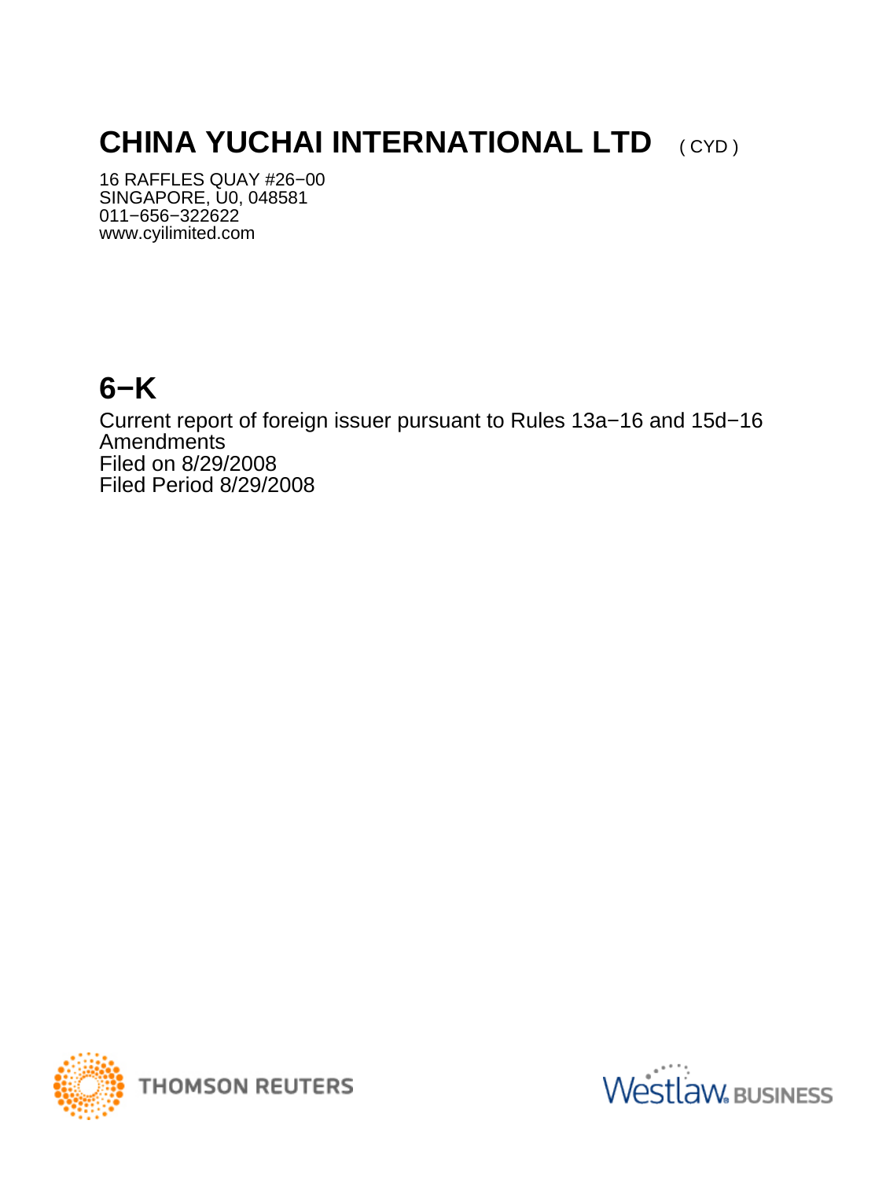# CHINA YUCHAI INTERNATIONAL LTD ( CYD )

16 RAFFLES QUAY #26−00
SINGAPORE, U0, 048581
011−656−322622
www.cyilimited.com

# 6−K

Current report of foreign issuer pursuant to Rules 13a−16 and 15d−16
Amendments
Filed on 8/29/2008
Filed Period 8/29/2008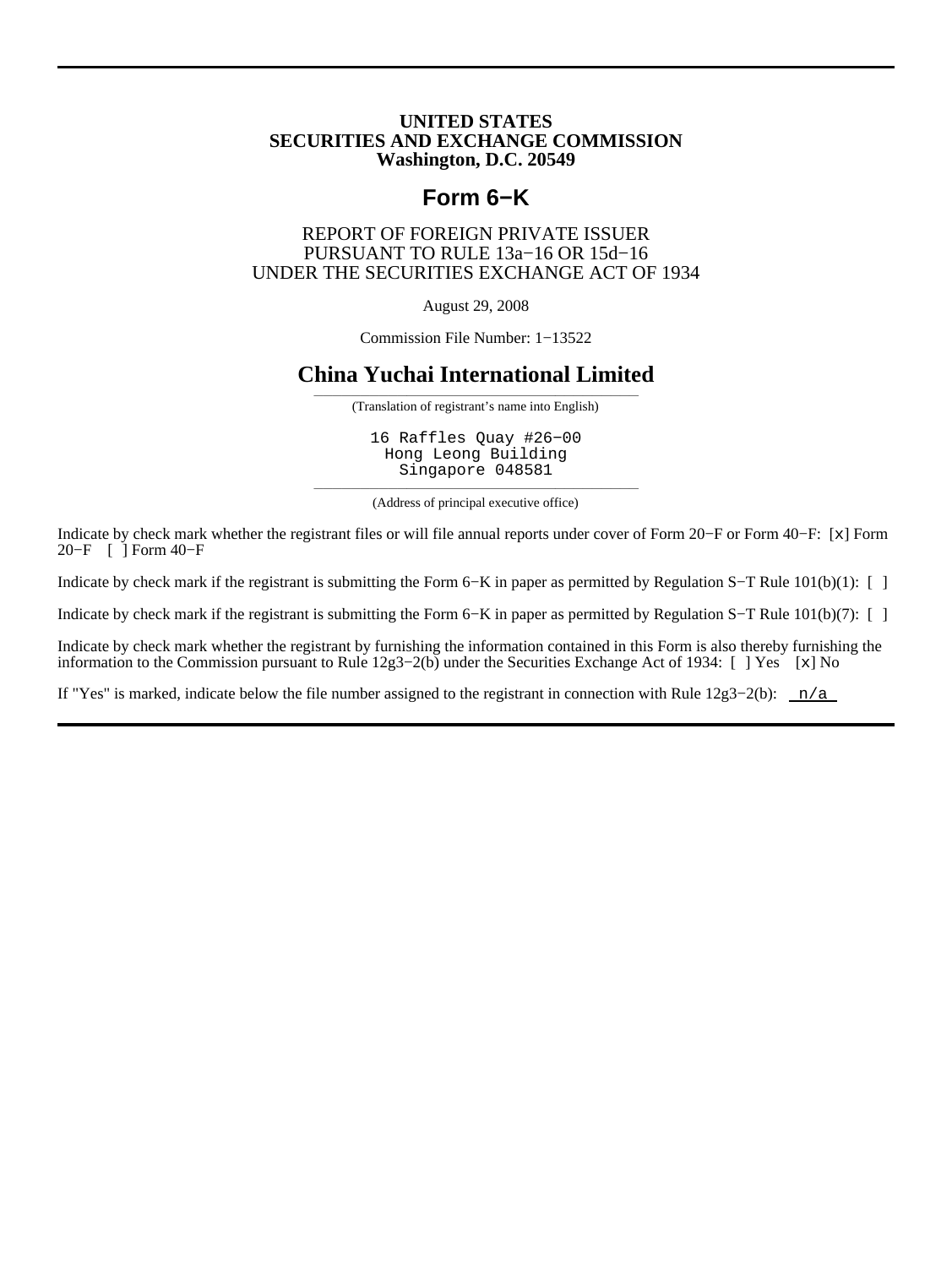**UNITED STATES**
**SECURITIES AND EXCHANGE COMMISSION**
**Washington, D.C. 20549**

# Form 6−K

REPORT OF FOREIGN PRIVATE ISSUER
PURSUANT TO RULE 13a−16 OR 15d−16
UNDER THE SECURITIES EXCHANGE ACT OF 1934

August 29, 2008

Commission File Number: 1−13522

## China Yuchai International Limited

(Translation of registrant's name into English)

16 Raffles Quay #26−00
Hong Leong Building
Singapore 048581

(Address of principal executive office)

Indicate by check mark whether the registrant files or will file annual reports under cover of Form 20−F or Form 40−F: [x] Form 20−F [ ] Form 40−F

Indicate by check mark if the registrant is submitting the Form 6−K in paper as permitted by Regulation S−T Rule 101(b)(1): [ ]

Indicate by check mark if the registrant is submitting the Form 6−K in paper as permitted by Regulation S−T Rule 101(b)(7): [ ]

Indicate by check mark whether the registrant by furnishing the information contained in this Form is also thereby furnishing the information to the Commission pursuant to Rule 12g3−2(b) under the Securities Exchange Act of 1934: [ ] Yes [x] No

If "Yes" is marked, indicate below the file number assigned to the registrant in connection with Rule 12g3−2(b): n/a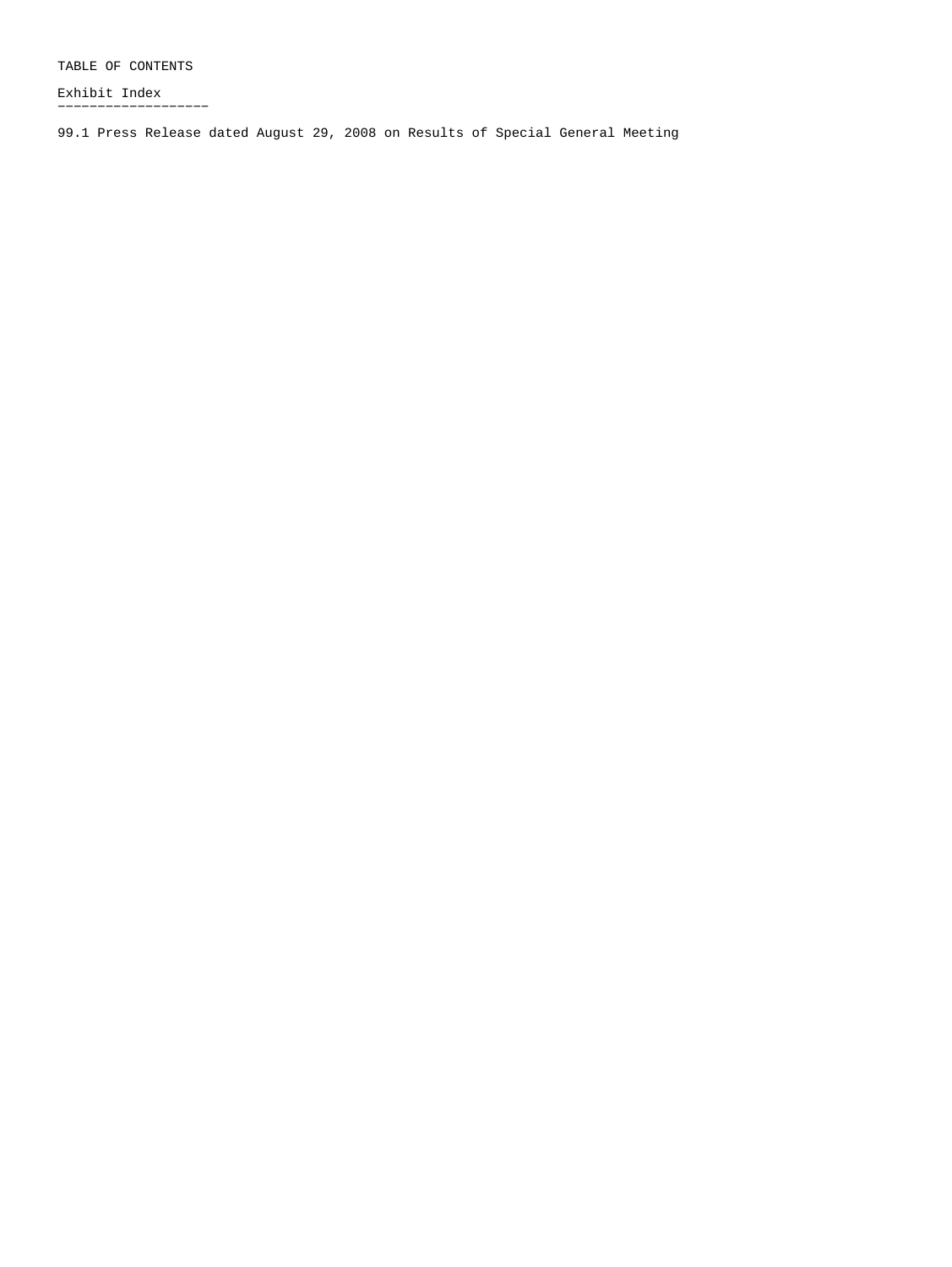TABLE OF CONTENTS

Exhibit Index

99.1 Press Release dated August 29, 2008 on Results of Special General Meeting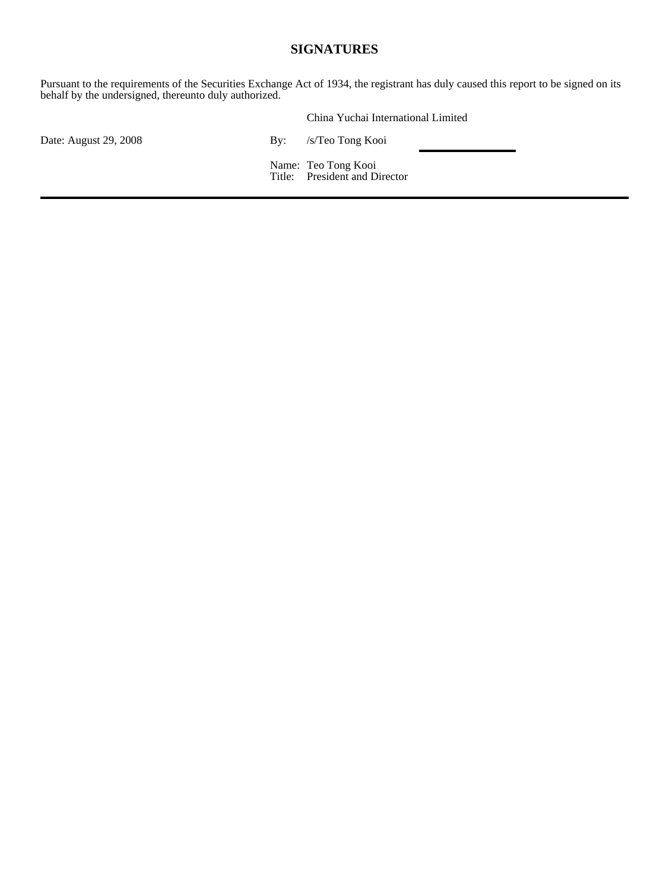## SIGNATURES

Pursuant to the requirements of the Securities Exchange Act of 1934, the registrant has duly caused this report to be signed on its behalf by the undersigned, thereunto duly authorized.

| | | |
|---|---|---|
| | | China Yuchai International Limited |
| Date: August 29, 2008 | By: | /s/Teo Tong Kooi |
| | Name: | Teo Tong Kooi |
| | Title: | President and Director |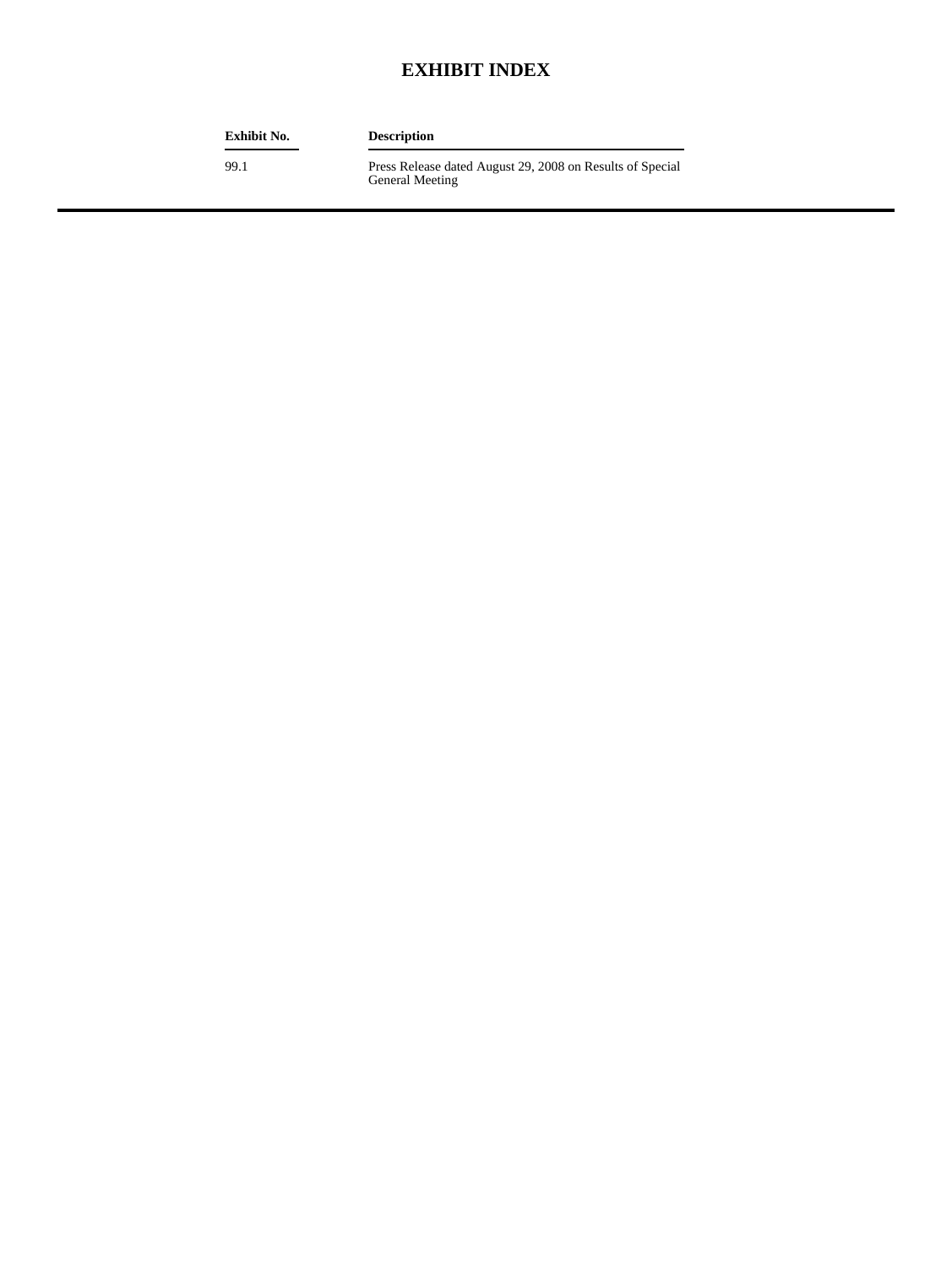# EXHIBIT INDEX

| Exhibit No. | Description |
| --- | --- |
| 99.1 | Press Release dated August 29, 2008 on Results of Special General Meeting |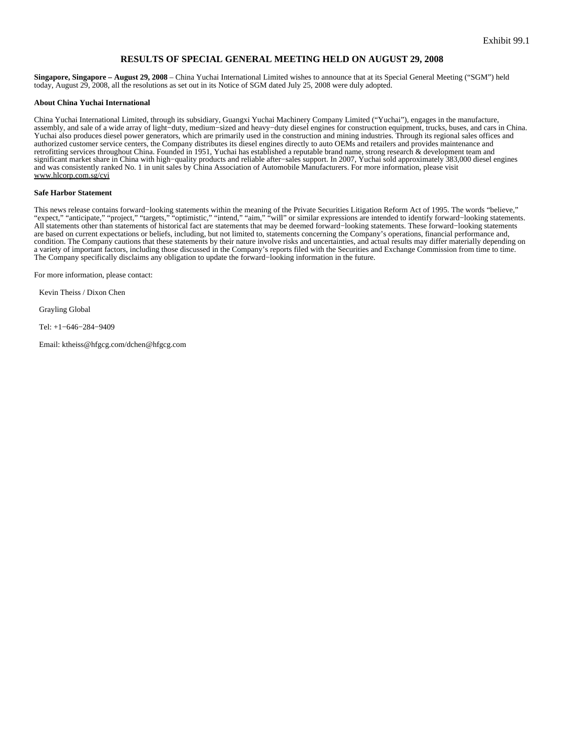Exhibit 99.1

# RESULTS OF SPECIAL GENERAL MEETING HELD ON AUGUST 29, 2008

**Singapore, Singapore – August 29, 2008** – China Yuchai International Limited wishes to announce that at its Special General Meeting ("SGM") held today, August 29, 2008, all the resolutions as set out in its Notice of SGM dated July 25, 2008 were duly adopted.

**About China Yuchai International**

China Yuchai International Limited, through its subsidiary, Guangxi Yuchai Machinery Company Limited ("Yuchai"), engages in the manufacture, assembly, and sale of a wide array of light−duty, medium−sized and heavy−duty diesel engines for construction equipment, trucks, buses, and cars in China. Yuchai also produces diesel power generators, which are primarily used in the construction and mining industries. Through its regional sales offices and authorized customer service centers, the Company distributes its diesel engines directly to auto OEMs and retailers and provides maintenance and retrofitting services throughout China. Founded in 1951, Yuchai has established a reputable brand name, strong research & development team and significant market share in China with high−quality products and reliable after−sales support. In 2007, Yuchai sold approximately 383,000 diesel engines and was consistently ranked No. 1 in unit sales by China Association of Automobile Manufacturers. For more information, please visit www.hlcorp.com.sg/cyi

**Safe Harbor Statement**

This news release contains forward−looking statements within the meaning of the Private Securities Litigation Reform Act of 1995. The words "believe," "expect," "anticipate," "project," "targets," "optimistic," "intend," "aim," "will" or similar expressions are intended to identify forward−looking statements. All statements other than statements of historical fact are statements that may be deemed forward−looking statements. These forward−looking statements are based on current expectations or beliefs, including, but not limited to, statements concerning the Company's operations, financial performance and, condition. The Company cautions that these statements by their nature involve risks and uncertainties, and actual results may differ materially depending on a variety of important factors, including those discussed in the Company's reports filed with the Securities and Exchange Commission from time to time. The Company specifically disclaims any obligation to update the forward−looking information in the future.

For more information, please contact:

Kevin Theiss / Dixon Chen

Grayling Global

Tel: +1−646−284−9409

Email: ktheiss@hfgcg.com/dchen@hfgcg.com